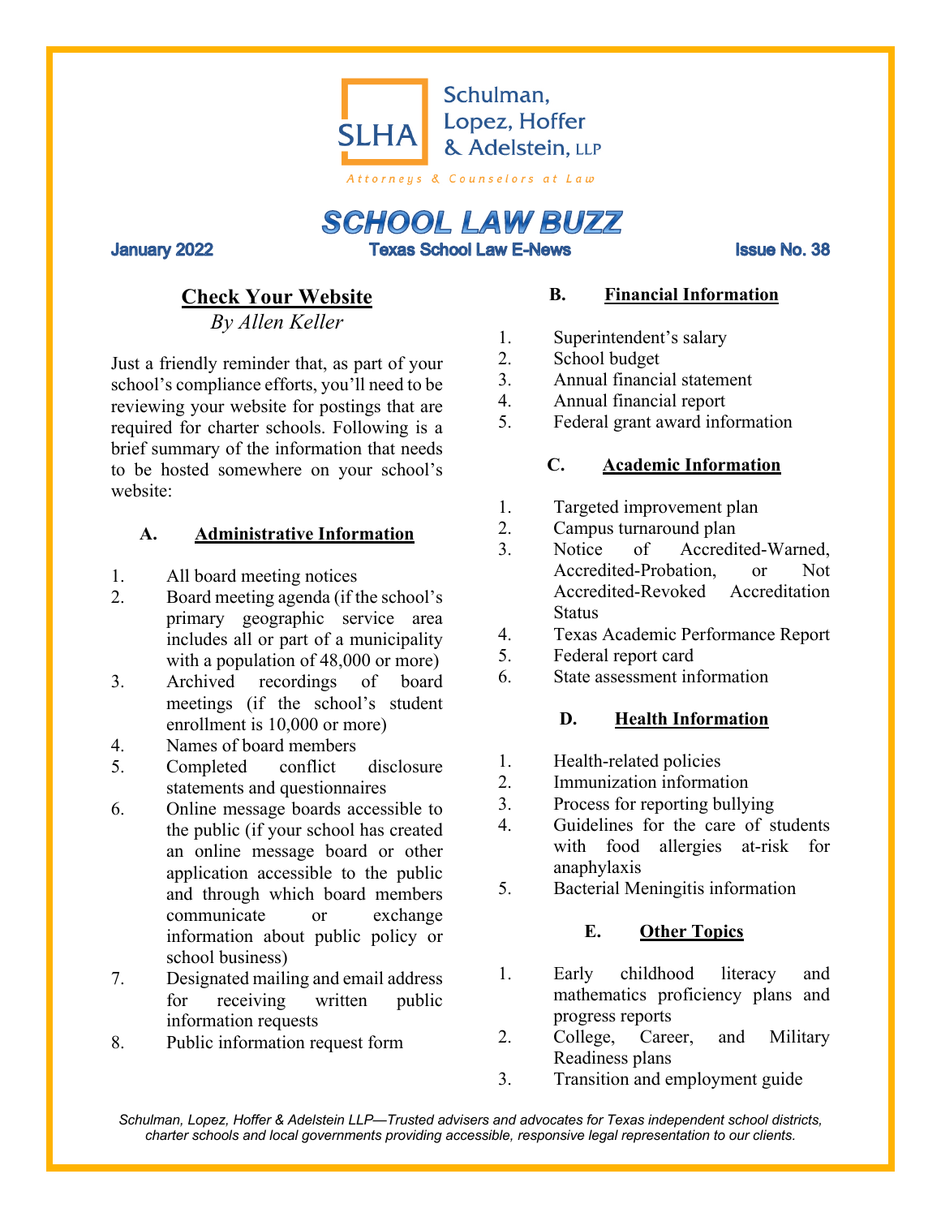Schulman, Lopez, Hoffer & Adelstein, LLP

*Attorneys & Counselors at Law*

# SCHOOL LAW BUZZ

**January 2022** — **Texas School Law E-News** — **Issue No. 38**

## Check Your Website

*By Allen Keller*

Just a friendly reminder that, as part of your school's compliance efforts, you'll need to be reviewing your website for postings that are required for charter schools. Following is a brief summary of the information that needs to be hosted somewhere on your school's website:

### A. Administrative Information

1. All board meeting notices
2. Board meeting agenda (if the school's primary geographic service area includes all or part of a municipality with a population of 48,000 or more)
3. Archived recordings of board meetings (if the school's student enrollment is 10,000 or more)
4. Names of board members
5. Completed conflict disclosure statements and questionnaires
6. Online message boards accessible to the public (if your school has created an online message board or other application accessible to the public and through which board members communicate or exchange information about public policy or school business)
7. Designated mailing and email address for receiving written public information requests
8. Public information request form

### B. Financial Information

1. Superintendent's salary
2. School budget
3. Annual financial statement
4. Annual financial report
5. Federal grant award information

### C. Academic Information

1. Targeted improvement plan
2. Campus turnaround plan
3. Notice of Accredited-Warned, Accredited-Probation, or Not Accredited-Revoked Accreditation Status
4. Texas Academic Performance Report
5. Federal report card
6. State assessment information

### D. Health Information

1. Health-related policies
2. Immunization information
3. Process for reporting bullying
4. Guidelines for the care of students with food allergies at-risk for anaphylaxis
5. Bacterial Meningitis information

### E. Other Topics

1. Early childhood literacy and mathematics proficiency plans and progress reports
2. College, Career, and Military Readiness plans
3. Transition and employment guide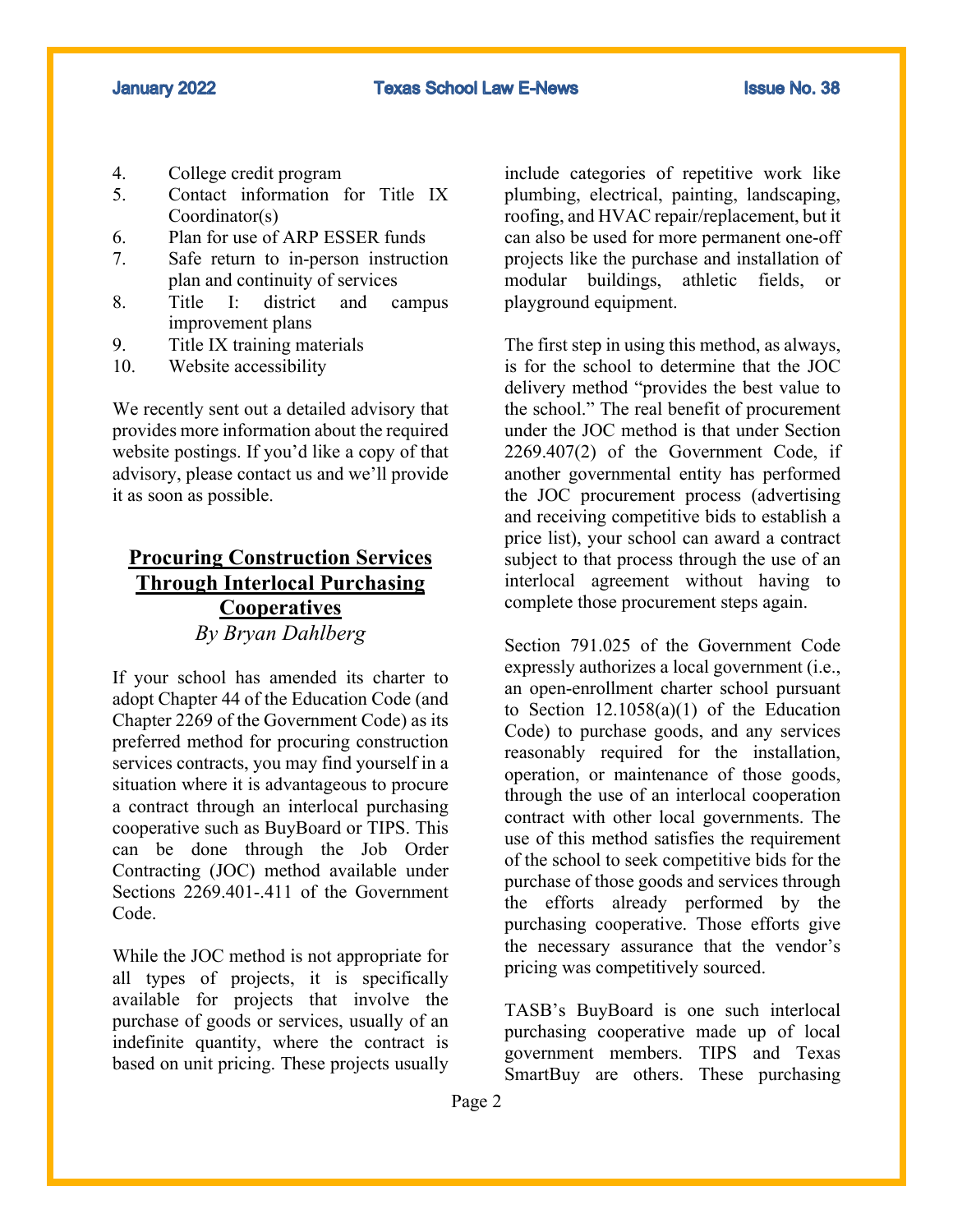4. College credit program
5. Contact information for Title IX Coordinator(s)
6. Plan for use of ARP ESSER funds
7. Safe return to in-person instruction plan and continuity of services
8. Title I: district and campus improvement plans
9. Title IX training materials
10. Website accessibility

We recently sent out a detailed advisory that provides more information about the required website postings. If you'd like a copy of that advisory, please contact us and we'll provide it as soon as possible.

## Procuring Construction Services Through Interlocal Purchasing Cooperatives

*By Bryan Dahlberg*

If your school has amended its charter to adopt Chapter 44 of the Education Code (and Chapter 2269 of the Government Code) as its preferred method for procuring construction services contracts, you may find yourself in a situation where it is advantageous to procure a contract through an interlocal purchasing cooperative such as BuyBoard or TIPS. This can be done through the Job Order Contracting (JOC) method available under Sections 2269.401-.411 of the Government Code.

While the JOC method is not appropriate for all types of projects, it is specifically available for projects that involve the purchase of goods or services, usually of an indefinite quantity, where the contract is based on unit pricing. These projects usually include categories of repetitive work like plumbing, electrical, painting, landscaping, roofing, and HVAC repair/replacement, but it can also be used for more permanent one-off projects like the purchase and installation of modular buildings, athletic fields, or playground equipment.

The first step in using this method, as always, is for the school to determine that the JOC delivery method "provides the best value to the school." The real benefit of procurement under the JOC method is that under Section 2269.407(2) of the Government Code, if another governmental entity has performed the JOC procurement process (advertising and receiving competitive bids to establish a price list), your school can award a contract subject to that process through the use of an interlocal agreement without having to complete those procurement steps again.

Section 791.025 of the Government Code expressly authorizes a local government (i.e., an open-enrollment charter school pursuant to Section 12.1058(a)(1) of the Education Code) to purchase goods, and any services reasonably required for the installation, operation, or maintenance of those goods, through the use of an interlocal cooperation contract with other local governments. The use of this method satisfies the requirement of the school to seek competitive bids for the purchase of those goods and services through the efforts already performed by the purchasing cooperative. Those efforts give the necessary assurance that the vendor's pricing was competitively sourced.

TASB's BuyBoard is one such interlocal purchasing cooperative made up of local government members. TIPS and Texas SmartBuy are others. These purchasing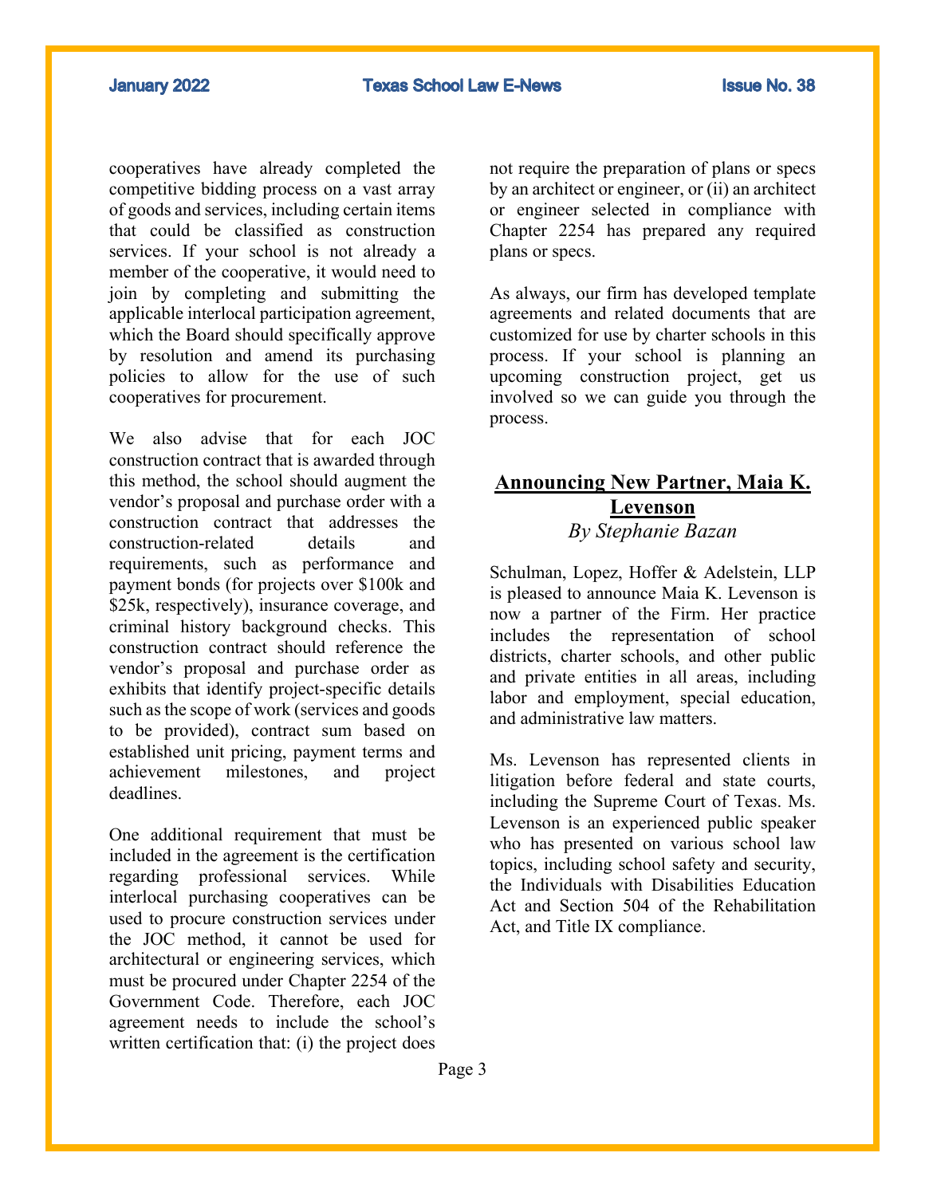cooperatives have already completed the competitive bidding process on a vast array of goods and services, including certain items that could be classified as construction services. If your school is not already a member of the cooperative, it would need to join by completing and submitting the applicable interlocal participation agreement, which the Board should specifically approve by resolution and amend its purchasing policies to allow for the use of such cooperatives for procurement.

We also advise that for each JOC construction contract that is awarded through this method, the school should augment the vendor's proposal and purchase order with a construction contract that addresses the construction-related details and requirements, such as performance and payment bonds (for projects over $100k and $25k, respectively), insurance coverage, and criminal history background checks. This construction contract should reference the vendor's proposal and purchase order as exhibits that identify project-specific details such as the scope of work (services and goods to be provided), contract sum based on established unit pricing, payment terms and achievement milestones, and project deadlines.

One additional requirement that must be included in the agreement is the certification regarding professional services. While interlocal purchasing cooperatives can be used to procure construction services under the JOC method, it cannot be used for architectural or engineering services, which must be procured under Chapter 2254 of the Government Code. Therefore, each JOC agreement needs to include the school's written certification that: (i) the project does not require the preparation of plans or specs by an architect or engineer, or (ii) an architect or engineer selected in compliance with Chapter 2254 has prepared any required plans or specs.

As always, our firm has developed template agreements and related documents that are customized for use by charter schools in this process. If your school is planning an upcoming construction project, get us involved so we can guide you through the process.

## Announcing New Partner, Maia K. Levenson

*By Stephanie Bazan*

Schulman, Lopez, Hoffer & Adelstein, LLP is pleased to announce Maia K. Levenson is now a partner of the Firm. Her practice includes the representation of school districts, charter schools, and other public and private entities in all areas, including labor and employment, special education, and administrative law matters.

Ms. Levenson has represented clients in litigation before federal and state courts, including the Supreme Court of Texas. Ms. Levenson is an experienced public speaker who has presented on various school law topics, including school safety and security, the Individuals with Disabilities Education Act and Section 504 of the Rehabilitation Act, and Title IX compliance.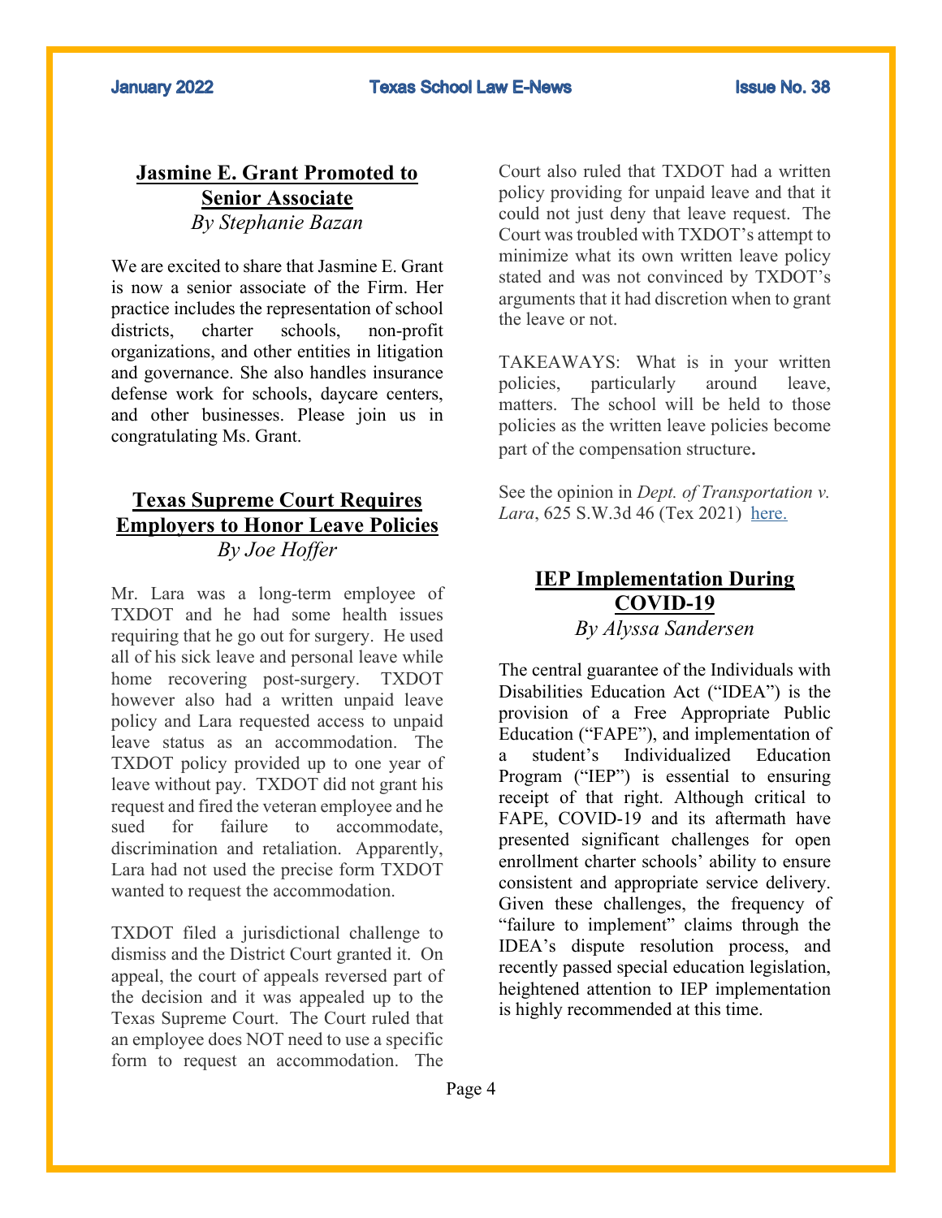## Jasmine E. Grant Promoted to Senior Associate

*By Stephanie Bazan*

We are excited to share that Jasmine E. Grant is now a senior associate of the Firm. Her practice includes the representation of school districts, charter schools, non-profit organizations, and other entities in litigation and governance. She also handles insurance defense work for schools, daycare centers, and other businesses. Please join us in congratulating Ms. Grant.

## Texas Supreme Court Requires Employers to Honor Leave Policies

*By Joe Hoffer*

Mr. Lara was a long-term employee of TXDOT and he had some health issues requiring that he go out for surgery. He used all of his sick leave and personal leave while home recovering post-surgery. TXDOT however also had a written unpaid leave policy and Lara requested access to unpaid leave status as an accommodation. The TXDOT policy provided up to one year of leave without pay. TXDOT did not grant his request and fired the veteran employee and he sued for failure to accommodate, discrimination and retaliation. Apparently, Lara had not used the precise form TXDOT wanted to request the accommodation.

TXDOT filed a jurisdictional challenge to dismiss and the District Court granted it. On appeal, the court of appeals reversed part of the decision and it was appealed up to the Texas Supreme Court. The Court ruled that an employee does NOT need to use a specific form to request an accommodation. The Court also ruled that TXDOT had a written policy providing for unpaid leave and that it could not just deny that leave request. The Court was troubled with TXDOT's attempt to minimize what its own written leave policy stated and was not convinced by TXDOT's arguments that it had discretion when to grant the leave or not.

TAKEAWAYS: What is in your written policies, particularly around leave, matters. The school will be held to those policies as the written leave policies become part of the compensation structure.

See the opinion in *Dept. of Transportation v. Lara*, 625 S.W.3d 46 (Tex 2021) here.

## IEP Implementation During COVID-19

*By Alyssa Sandersen*

The central guarantee of the Individuals with Disabilities Education Act ("IDEA") is the provision of a Free Appropriate Public Education ("FAPE"), and implementation of a student's Individualized Education Program ("IEP") is essential to ensuring receipt of that right. Although critical to FAPE, COVID-19 and its aftermath have presented significant challenges for open enrollment charter schools' ability to ensure consistent and appropriate service delivery. Given these challenges, the frequency of "failure to implement" claims through the IDEA's dispute resolution process, and recently passed special education legislation, heightened attention to IEP implementation is highly recommended at this time.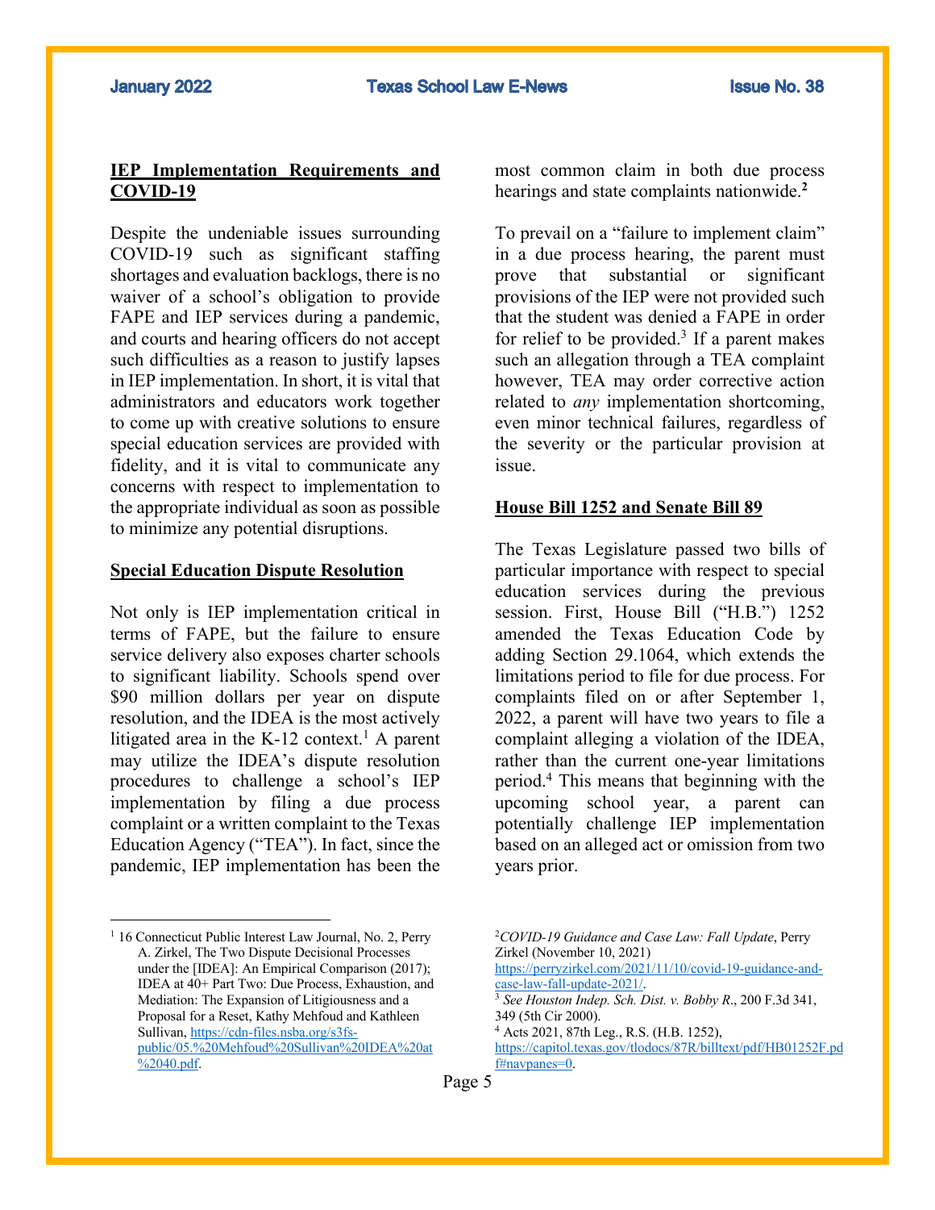## IEP Implementation Requirements and COVID-19

Despite the undeniable issues surrounding COVID-19 such as significant staffing shortages and evaluation backlogs, there is no waiver of a school's obligation to provide FAPE and IEP services during a pandemic, and courts and hearing officers do not accept such difficulties as a reason to justify lapses in IEP implementation. In short, it is vital that administrators and educators work together to come up with creative solutions to ensure special education services are provided with fidelity, and it is vital to communicate any concerns with respect to implementation to the appropriate individual as soon as possible to minimize any potential disruptions.

## Special Education Dispute Resolution

Not only is IEP implementation critical in terms of FAPE, but the failure to ensure service delivery also exposes charter schools to significant liability. Schools spend over $90 million dollars per year on dispute resolution, and the IDEA is the most actively litigated area in the K-12 context.[1] A parent may utilize the IDEA's dispute resolution procedures to challenge a school's IEP implementation by filing a due process complaint or a written complaint to the Texas Education Agency ("TEA"). In fact, since the pandemic, IEP implementation has been the most common claim in both due process hearings and state complaints nationwide.[2]

To prevail on a "failure to implement claim" in a due process hearing, the parent must prove that substantial or significant provisions of the IEP were not provided such that the student was denied a FAPE in order for relief to be provided.[3] If a parent makes such an allegation through a TEA complaint however, TEA may order corrective action related to *any* implementation shortcoming, even minor technical failures, regardless of the severity or the particular provision at issue.

## House Bill 1252 and Senate Bill 89

The Texas Legislature passed two bills of particular importance with respect to special education services during the previous session. First, House Bill ("H.B.") 1252 amended the Texas Education Code by adding Section 29.1064, which extends the limitations period to file for due process. For complaints filed on or after September 1, 2022, a parent will have two years to file a complaint alleging a violation of the IDEA, rather than the current one-year limitations period.[4] This means that beginning with the upcoming school year, a parent can potentially challenge IEP implementation based on an alleged act or omission from two years prior.

---

[1] 16 Connecticut Public Interest Law Journal, No. 2, Perry A. Zirkel, The Two Dispute Decisional Processes under the [IDEA]: An Empirical Comparison (2017); IDEA at 40+ Part Two: Due Process, Exhaustion, and Mediation: The Expansion of Litigiousness and a Proposal for a Reset, Kathy Mehfoud and Kathleen Sullivan, https://cdn-files.nsba.org/s3fs-public/05.%20Mehfoud%20Sullivan%20IDEA%20at%2040.pdf.

[2] *COVID-19 Guidance and Case Law: Fall Update*, Perry Zirkel (November 10, 2021) https://perryzirkel.com/2021/11/10/covid-19-guidance-and-case-law-fall-update-2021/.

[3] *See Houston Indep. Sch. Dist. v. Bobby R.*, 200 F.3d 341, 349 (5th Cir 2000).

[4] Acts 2021, 87th Leg., R.S. (H.B. 1252), https://capitol.texas.gov/tlodocs/87R/billtext/pdf/HB01252F.pdf#navpanes=0.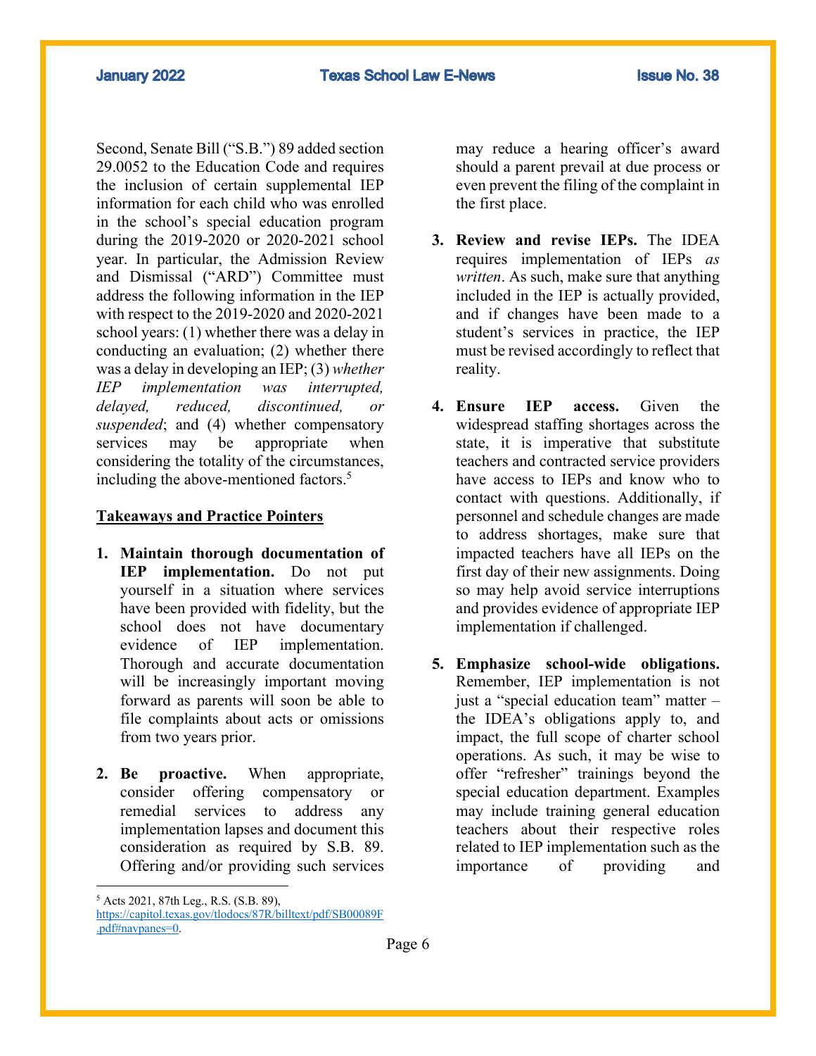Second, Senate Bill ("S.B.") 89 added section 29.0052 to the Education Code and requires the inclusion of certain supplemental IEP information for each child who was enrolled in the school's special education program during the 2019-2020 or 2020-2021 school year. In particular, the Admission Review and Dismissal ("ARD") Committee must address the following information in the IEP with respect to the 2019-2020 and 2020-2021 school years: (1) whether there was a delay in conducting an evaluation; (2) whether there was a delay in developing an IEP; (3) *whether IEP implementation was interrupted, delayed, reduced, discontinued, or suspended*; and (4) whether compensatory services may be appropriate when considering the totality of the circumstances, including the above-mentioned factors.[5]

**Takeaways and Practice Pointers**

1. **Maintain thorough documentation of IEP implementation.** Do not put yourself in a situation where services have been provided with fidelity, but the school does not have documentary evidence of IEP implementation. Thorough and accurate documentation will be increasingly important moving forward as parents will soon be able to file complaints about acts or omissions from two years prior.

2. **Be proactive.** When appropriate, consider offering compensatory or remedial services to address any implementation lapses and document this consideration as required by S.B. 89. Offering and/or providing such services may reduce a hearing officer's award should a parent prevail at due process or even prevent the filing of the complaint in the first place.

3. **Review and revise IEPs.** The IDEA requires implementation of IEPs *as written*. As such, make sure that anything included in the IEP is actually provided, and if changes have been made to a student's services in practice, the IEP must be revised accordingly to reflect that reality.

4. **Ensure IEP access.** Given the widespread staffing shortages across the state, it is imperative that substitute teachers and contracted service providers have access to IEPs and know who to contact with questions. Additionally, if personnel and schedule changes are made to address shortages, make sure that impacted teachers have all IEPs on the first day of their new assignments. Doing so may help avoid service interruptions and provides evidence of appropriate IEP implementation if challenged.

5. **Emphasize school-wide obligations.** Remember, IEP implementation is not just a "special education team" matter – the IDEA's obligations apply to, and impact, the full scope of charter school operations. As such, it may be wise to offer "refresher" trainings beyond the special education department. Examples may include training general education teachers about their respective roles related to IEP implementation such as the importance of providing and

---

[5] Acts 2021, 87th Leg., R.S. (S.B. 89), https://capitol.texas.gov/tlodocs/87R/billtext/pdf/SB00089F.pdf#navpanes=0.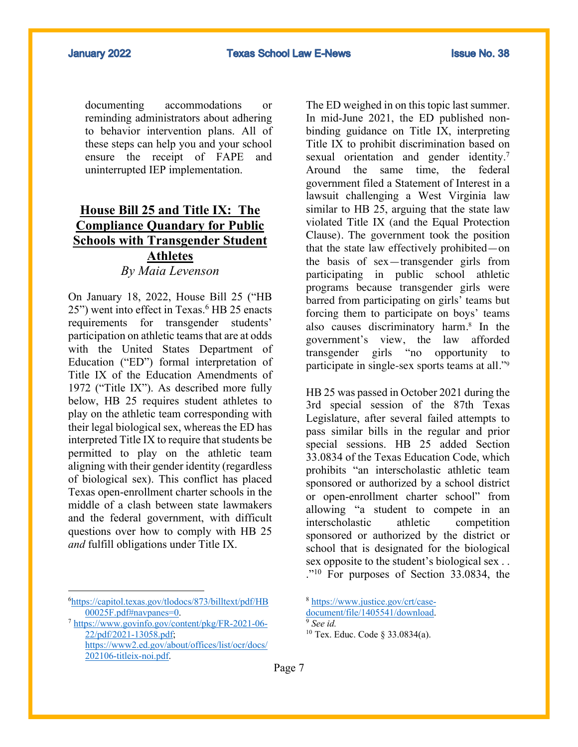documenting accommodations or reminding administrators about adhering to behavior intervention plans. All of these steps can help you and your school ensure the receipt of FAPE and uninterrupted IEP implementation.

## House Bill 25 and Title IX: The Compliance Quandary for Public Schools with Transgender Student Athletes

*By Maia Levenson*

On January 18, 2022, House Bill 25 ("HB 25") went into effect in Texas.[6] HB 25 enacts requirements for transgender students' participation on athletic teams that are at odds with the United States Department of Education ("ED") formal interpretation of Title IX of the Education Amendments of 1972 ("Title IX"). As described more fully below, HB 25 requires student athletes to play on the athletic team corresponding with their legal biological sex, whereas the ED has interpreted Title IX to require that students be permitted to play on the athletic team aligning with their gender identity (regardless of biological sex). This conflict has placed Texas open-enrollment charter schools in the middle of a clash between state lawmakers and the federal government, with difficult questions over how to comply with HB 25 *and* fulfill obligations under Title IX.

The ED weighed in on this topic last summer. In mid-June 2021, the ED published non-binding guidance on Title IX, interpreting Title IX to prohibit discrimination based on sexual orientation and gender identity.[7] Around the same time, the federal government filed a Statement of Interest in a lawsuit challenging a West Virginia law similar to HB 25, arguing that the state law violated Title IX (and the Equal Protection Clause). The government took the position that the state law effectively prohibited—on the basis of sex—transgender girls from participating in public school athletic programs because transgender girls were barred from participating on girls' teams but forcing them to participate on boys' teams also causes discriminatory harm.[8] In the government's view, the law afforded transgender girls "no opportunity to participate in single-sex sports teams at all."[9]

HB 25 was passed in October 2021 during the 3rd special session of the 87th Texas Legislature, after several failed attempts to pass similar bills in the regular and prior special sessions. HB 25 added Section 33.0834 of the Texas Education Code, which prohibits "an interscholastic athletic team sponsored or authorized by a school district or open-enrollment charter school" from allowing "a student to compete in an interscholastic athletic competition sponsored or authorized by the district or school that is designated for the biological sex opposite to the student's biological sex . . ."[10] For purposes of Section 33.0834, the

---

[6] https://capitol.texas.gov/tlodocs/873/billtext/pdf/HB00025F.pdf#navpanes=0.

[7] https://www.govinfo.gov/content/pkg/FR-2021-06-22/pdf/2021-13058.pdf; https://www2.ed.gov/about/offices/list/ocr/docs/202106-titleix-noi.pdf.

[8] https://www.justice.gov/crt/case-document/file/1405541/download.

[9] *See id.*

[10] Tex. Educ. Code § 33.0834(a).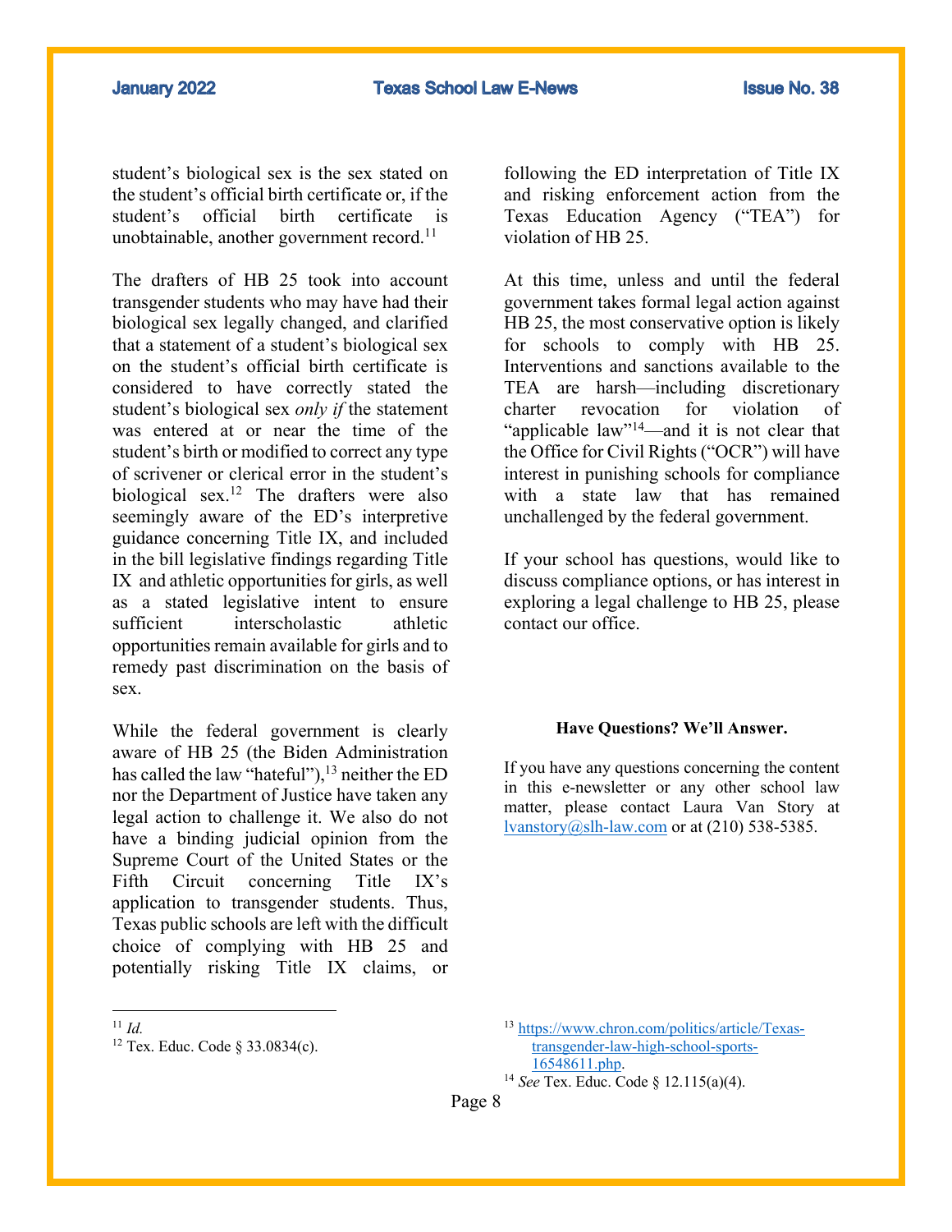student's biological sex is the sex stated on the student's official birth certificate or, if the student's official birth certificate is unobtainable, another government record.[11]

The drafters of HB 25 took into account transgender students who may have had their biological sex legally changed, and clarified that a statement of a student's biological sex on the student's official birth certificate is considered to have correctly stated the student's biological sex *only if* the statement was entered at or near the time of the student's birth or modified to correct any type of scrivener or clerical error in the student's biological sex.[12] The drafters were also seemingly aware of the ED's interpretive guidance concerning Title IX, and included in the bill legislative findings regarding Title IX and athletic opportunities for girls, as well as a stated legislative intent to ensure sufficient interscholastic athletic opportunities remain available for girls and to remedy past discrimination on the basis of sex.

While the federal government is clearly aware of HB 25 (the Biden Administration has called the law "hateful"),[13] neither the ED nor the Department of Justice have taken any legal action to challenge it. We also do not have a binding judicial opinion from the Supreme Court of the United States or the Fifth Circuit concerning Title IX's application to transgender students. Thus, Texas public schools are left with the difficult choice of complying with HB 25 and potentially risking Title IX claims, or following the ED interpretation of Title IX and risking enforcement action from the Texas Education Agency ("TEA") for violation of HB 25.

At this time, unless and until the federal government takes formal legal action against HB 25, the most conservative option is likely for schools to comply with HB 25. Interventions and sanctions available to the TEA are harsh—including discretionary charter revocation for violation of "applicable law"[14]—and it is not clear that the Office for Civil Rights ("OCR") will have interest in punishing schools for compliance with a state law that has remained unchallenged by the federal government.

If your school has questions, would like to discuss compliance options, or has interest in exploring a legal challenge to HB 25, please contact our office.

**Have Questions? We'll Answer.**

If you have any questions concerning the content in this e-newsletter or any other school law matter, please contact Laura Van Story at lvanstory@slh-law.com or at (210) 538-5385.

---

[11] *Id.*

[12] Tex. Educ. Code § 33.0834(c).

[13] https://www.chron.com/politics/article/Texas-transgender-law-high-school-sports-16548611.php.

[14] *See* Tex. Educ. Code § 12.115(a)(4).